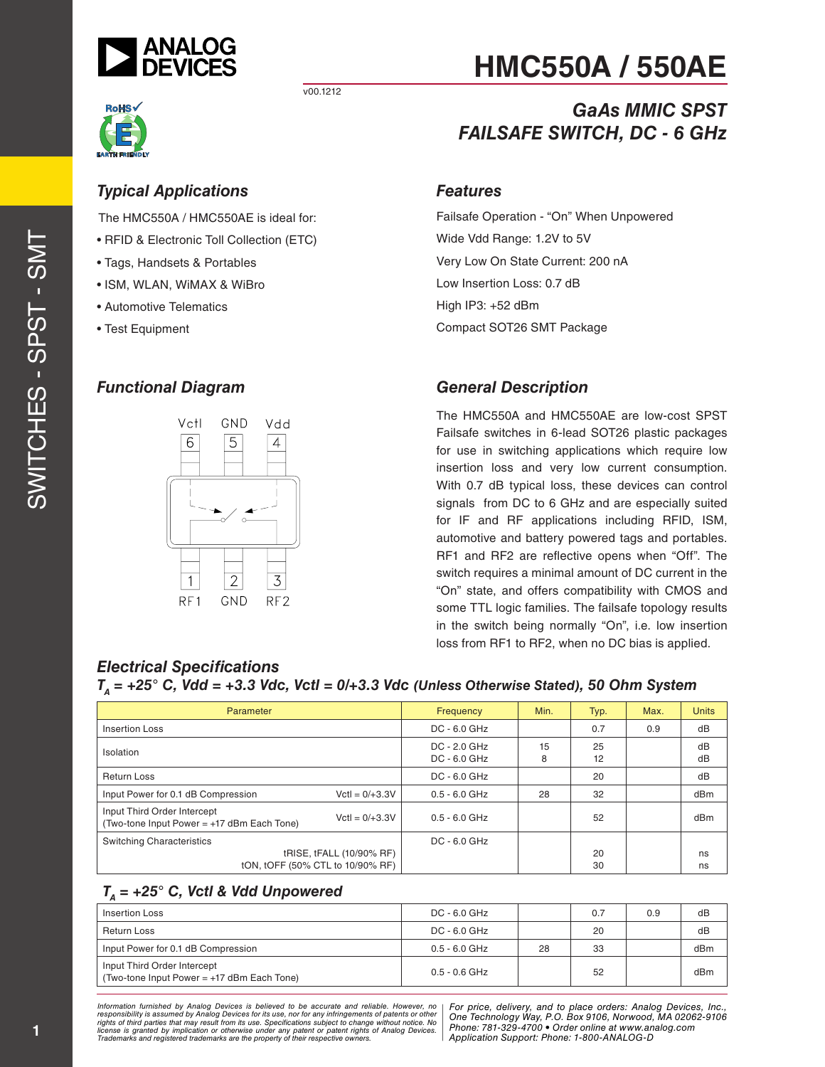# HMC550A / 550AE

v00.1212

## GaAs MMIC SPST FAILSAFE SWITCH, DC - 6 GHz

### Typical Applications

The HMC550A / HMC550AE is ideal for:

- RFID & Electronic Toll Collection (ETC)
- Tags, Handsets & Portables
- ISM, WLAN, WiMAX & WiBro
- Automotive Telematics
- Test Equipment

### Features

Failsafe Operation - “On” When Unpowered

Wide Vdd Range: 1.2V to 5V

Very Low On State Current: 200 nA

Low Insertion Loss: 0.7 dB

High IP3: +52 dBm

Compact SOT26 SMT Package

### Functional Diagram

Vctl 6, GND 5, Vdd 4

1 RF1, 2 GND, 3 RF2

### General Description

The HMC550A and HMC550AE are low-cost SPST Failsafe switches in 6-lead SOT26 plastic packages for use in switching applications which require low insertion loss and very low current consumption. With 0.7 dB typical loss, these devices can control signals from DC to 6 GHz and are especially suited for IF and RF applications including RFID, ISM, automotive and battery powered tags and portables. RF1 and RF2 are reflective opens when “Off”. The switch requires a minimal amount of DC current in the “On” state, and offers compatibility with CMOS and some TTL logic families. The failsafe topology results in the switch being normally “On”, i.e. low insertion loss from RF1 to RF2, when no DC bias is applied.

### Electrical Specifications

#### $T_A$ = +25° C, Vdd = +3.3 Vdc, Vctl = 0/+3.3 Vdc (Unless Otherwise Stated), 50 Ohm System

| Parameter | | Frequency | Min. | Typ. | Max. | Units |
|---|---|---|---|---|---|---|
| Insertion Loss | | DC - 6.0 GHz | | 0.7 | 0.9 | dB |
| Isolation | | DC - 2.0 GHz<br>DC - 6.0 GHz | 15<br>8 | 25<br>12 | | dB<br>dB |
| Return Loss | | DC - 6.0 GHz | | 20 | | dB |
| Input Power for 0.1 dB Compression | Vctl = 0/+3.3V | 0.5 - 6.0 GHz | 28 | 32 | | dBm |
| Input Third Order Intercept<br>(Two-tone Input Power = +17 dBm Each Tone) | Vctl = 0/+3.3V | 0.5 - 6.0 GHz | | 52 | | dBm |
| Switching Characteristics | tRISE, tFALL (10/90% RF)<br>tON, tOFF (50% CTL to 10/90% RF) | DC - 6.0 GHz | | 20<br>30 | | ns<br>ns |

#### $T_A$ = +25° C, Vctl & Vdd Unpowered

| Parameter | Frequency | Min. | Typ. | Max. | Units |
|---|---|---|---|---|---|
| Insertion Loss | DC - 6.0 GHz | | 0.7 | 0.9 | dB |
| Return Loss | DC - 6.0 GHz | | 20 | | dB |
| Input Power for 0.1 dB Compression | 0.5 - 6.0 GHz | 28 | 33 | | dBm |
| Input Third Order Intercept<br>(Two-tone Input Power = +17 dBm Each Tone) | 0.5 - 0.6 GHz | | 52 | | dBm |

*Information furnished by Analog Devices is believed to be accurate and reliable. However, no responsibility is assumed by Analog Devices for its use, nor for any infringements of patents or other rights of third parties that may result from its use. Specifications subject to change without notice. No license is granted by implication or otherwise under any patent or patent rights of Analog Devices. Trademarks and registered trademarks are the property of their respective owners.*

*For price, delivery, and to place orders: Analog Devices, Inc., One Technology Way, P.O. Box 9106, Norwood, MA 02062-9106*
*Phone: 781-329-4700 • Order online at www.analog.com*
*Application Support: Phone: 1-800-ANALOG-D*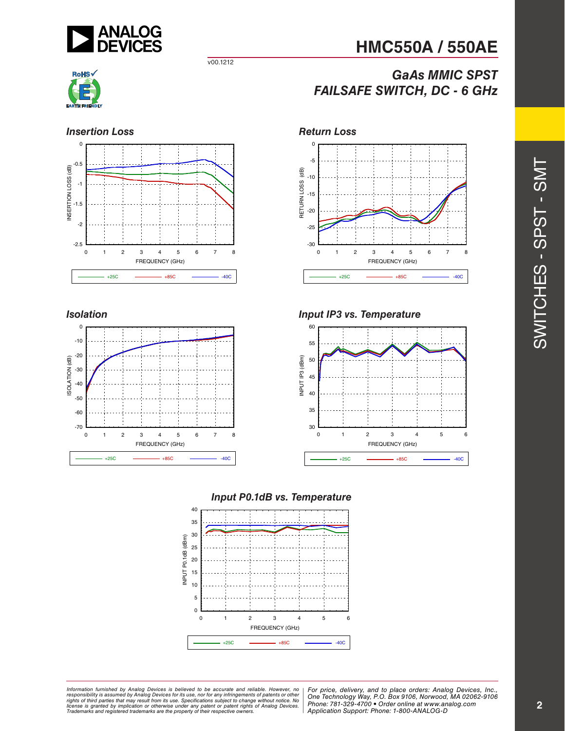## Insertion Loss

INSERTION LOSS (dB)

FREQUENCY (GHz)

+25C +85C -40C

## Return Loss

RETURN LOSS (dB)

FREQUENCY (GHz)

+25C +85C -40C

## Isolation

ISOLATION (dB)

FREQUENCY (GHz)

+25C +85C -40C

## Input IP3 vs. Temperature

INPUT IP3 (dBm)

FREQUENCY (GHz)

+25C +85C -40C

## Input P0.1dB vs. Temperature

INPUT P0.1dB (dBm)

FREQUENCY (GHz)

+25C +85C -40C

*Information furnished by Analog Devices is believed to be accurate and reliable. However, no responsibility is assumed by Analog Devices for its use, nor for any infringements of patents or other rights of third parties that may result from its use. Specifications subject to change without notice. No license is granted by implication or otherwise under any patent or patent rights of Analog Devices. Trademarks and registered trademarks are the property of their respective owners.*

*For price, delivery, and to place orders: Analog Devices, Inc., One Technology Way, P.O. Box 9106, Norwood, MA 02062-9106*
*Phone: 781-329-4700 • Order online at www.analog.com*
*Application Support: Phone: 1-800-ANALOG-D*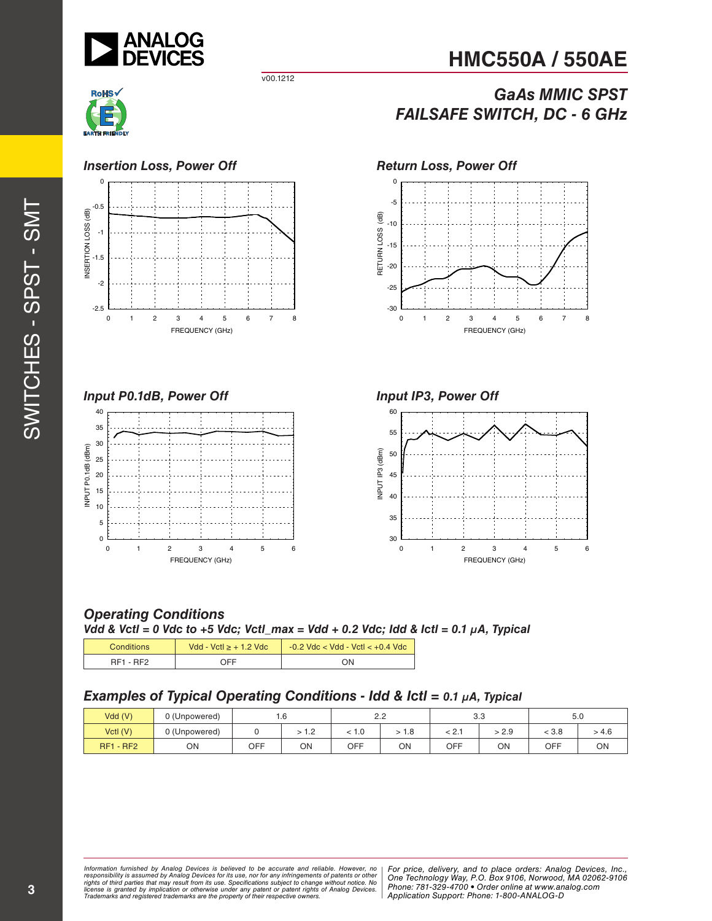# HMC550A / 550AE

v00.1212

## GaAs MMIC SPST FAILSAFE SWITCH, DC - 6 GHz

### Insertion Loss, Power Off

### Return Loss, Power Off

### Input P0.1dB, Power Off

### Input IP3, Power Off

### Operating Conditions

***Vdd & Vctl = 0 Vdc to +5 Vdc; Vctl_max = Vdd + 0.2 Vdc; Idd & Ictl = 0.1 μA, Typical***

| Conditions | Vdd - Vctl ≥ + 1.2 Vdc | -0.2 Vdc < Vdd - Vctl < +0.4 Vdc |
|---|---|---|
| RF1 - RF2 | OFF | ON |

### Examples of Typical Operating Conditions - Idd & Ictl = 0.1 μA, Typical

| Vdd (V) | 0 (Unpowered) | 1.6 | | 2.2 | | 3.3 | | 5.0 | |
|---|---|---|---|---|---|---|---|---|---|
| Vctl (V) | 0 (Unpowered) | 0 | > 1.2 | < 1.0 | > 1.8 | < 2.1 | > 2.9 | < 3.8 | > 4.6 |
| RF1 - RF2 | ON | OFF | ON | OFF | ON | OFF | ON | OFF | ON |

*Information furnished by Analog Devices is believed to be accurate and reliable. However, no responsibility is assumed by Analog Devices for its use, nor for any infringements of patents or other rights of third parties that may result from its use. Specifications subject to change without notice. No license is granted by implication or otherwise under any patent or patent rights of Analog Devices. Trademarks and registered trademarks are the property of their respective owners.*

*For price, delivery, and to place orders: Analog Devices, Inc., One Technology Way, P.O. Box 9106, Norwood, MA 02062-9106 Phone: 781-329-4700 • Order online at www.analog.com Application Support: Phone: 1-800-ANALOG-D*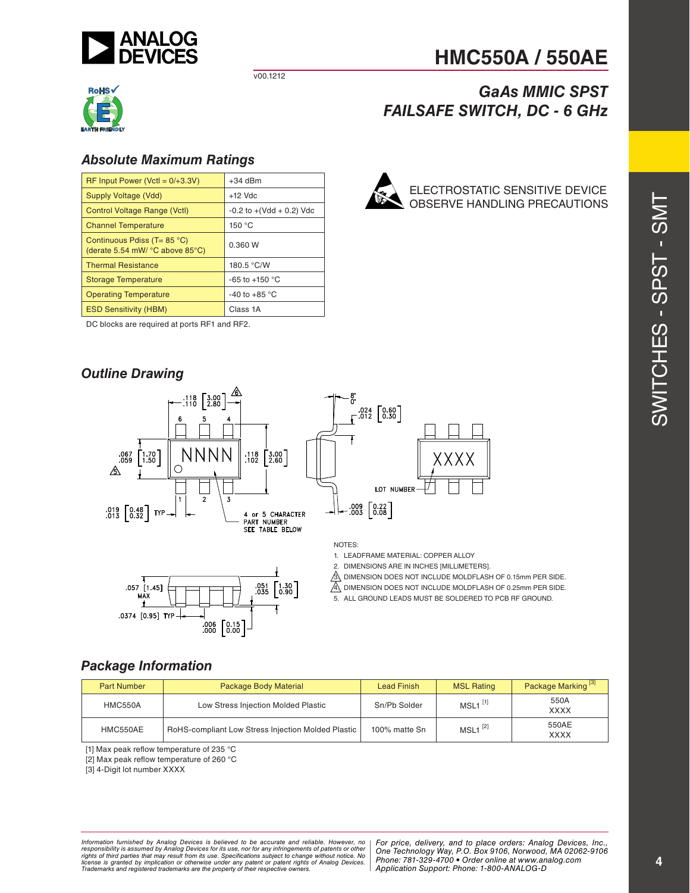# HMC550A / 550AE

## GaAs MMIC SPST FAILSAFE SWITCH, DC - 6 GHz

v00.1212

### Absolute Maximum Ratings

| Parameter | Value |
|---|---|
| RF Input Power (Vctl = 0/+3.3V) | +34 dBm |
| Supply Voltage (Vdd) | +12 Vdc |
| Control Voltage Range (Vctl) | -0.2 to +(Vdd + 0.2) Vdc |
| Channel Temperature | 150 °C |
| Continuous Pdiss (T= 85 °C) (derate 5.54 mW/ °C above 85°C) | 0.360 W |
| Thermal Resistance | 180.5 °C/W |
| Storage Temperature | -65 to +150 °C |
| Operating Temperature | -40 to +85 °C |
| ESD Sensitivity (HBM) | Class 1A |

DC blocks are required at ports RF1 and RF2.

ELECTROSTATIC SENSITIVE DEVICE
OBSERVE HANDLING PRECAUTIONS

### Outline Drawing

NOTES:

1. LEADFRAME MATERIAL: COPPER ALLOY
2. DIMENSIONS ARE IN INCHES [MILLIMETERS].
3. DIMENSION DOES NOT INCLUDE MOLDFLASH OF 0.15mm PER SIDE.
4. DIMENSION DOES NOT INCLUDE MOLDFLASH OF 0.25mm PER SIDE.
5. ALL GROUND LEADS MUST BE SOLDERED TO PCB RF GROUND.

### Package Information

| Part Number | Package Body Material | Lead Finish | MSL Rating | Package Marking [3] |
|---|---|---|---|---|
| HMC550A | Low Stress Injection Molded Plastic | Sn/Pb Solder | MSL1 [1] | 550A XXXX |
| HMC550AE | RoHS-compliant Low Stress Injection Molded Plastic | 100% matte Sn | MSL1 [2] | 550AE XXXX |

[1] Max peak reflow temperature of 235 °C
[2] Max peak reflow temperature of 260 °C
[3] 4-Digit lot number XXXX

*Information furnished by Analog Devices is believed to be accurate and reliable. However, no responsibility is assumed by Analog Devices for its use, nor for any infringements of patents or other rights of third parties that may result from its use. Specifications subject to change without notice. No license is granted by implication or otherwise under any patent or patent rights of Analog Devices. Trademarks and registered trademarks are the property of their respective owners.*

*For price, delivery, and to place orders: Analog Devices, Inc., One Technology Way, P.O. Box 9106, Norwood, MA 02062-9106 Phone: 781-329-4700 • Order online at www.analog.com Application Support: Phone: 1-800-ANALOG-D*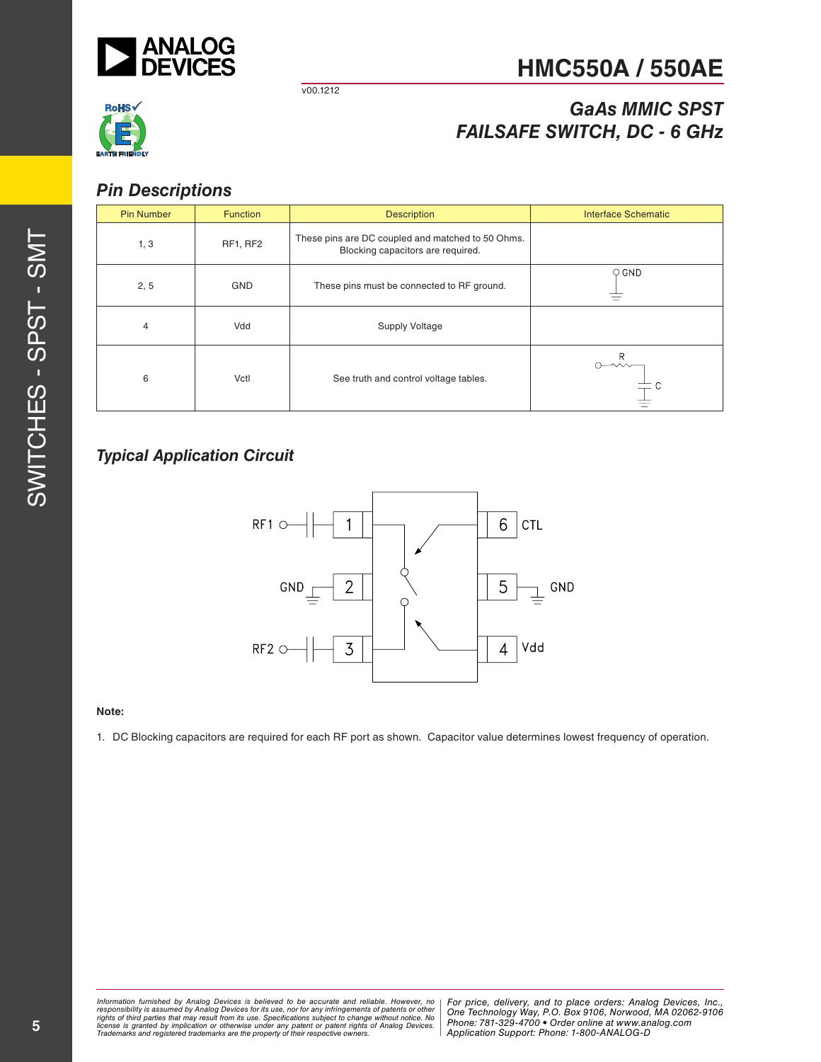# HMC550A / 550AE

v00.1212

## GaAs MMIC SPST FAILSAFE SWITCH, DC - 6 GHz

## Pin Descriptions

| Pin Number | Function | Description | Interface Schematic |
|---|---|---|---|
| 1, 3 | RF1, RF2 | These pins are DC coupled and matched to 50 Ohms. Blocking capacitors are required. | |
| 2, 5 | GND | These pins must be connected to RF ground. | GND |
| 4 | Vdd | Supply Voltage | |
| 6 | Vctl | See truth and control voltage tables. | R, C |

## Typical Application Circuit

RF1 — 1, GND — 2, RF2 — 3, 4 — Vdd, 5 — GND, 6 — CTL

**Note:**

1. DC Blocking capacitors are required for each RF port as shown. Capacitor value determines lowest frequency of operation.

*Information furnished by Analog Devices is believed to be accurate and reliable. However, no responsibility is assumed by Analog Devices for its use, nor for any infringements of patents or other rights of third parties that may result from its use. Specifications subject to change without notice. No license is granted by implication or otherwise under any patent or patent rights of Analog Devices. Trademarks and registered trademarks are the property of their respective owners.*

*For price, delivery, and to place orders: Analog Devices, Inc., One Technology Way, P.O. Box 9106, Norwood, MA 02062-9106 Phone: 781-329-4700 • Order online at www.analog.com Application Support: Phone: 1-800-ANALOG-D*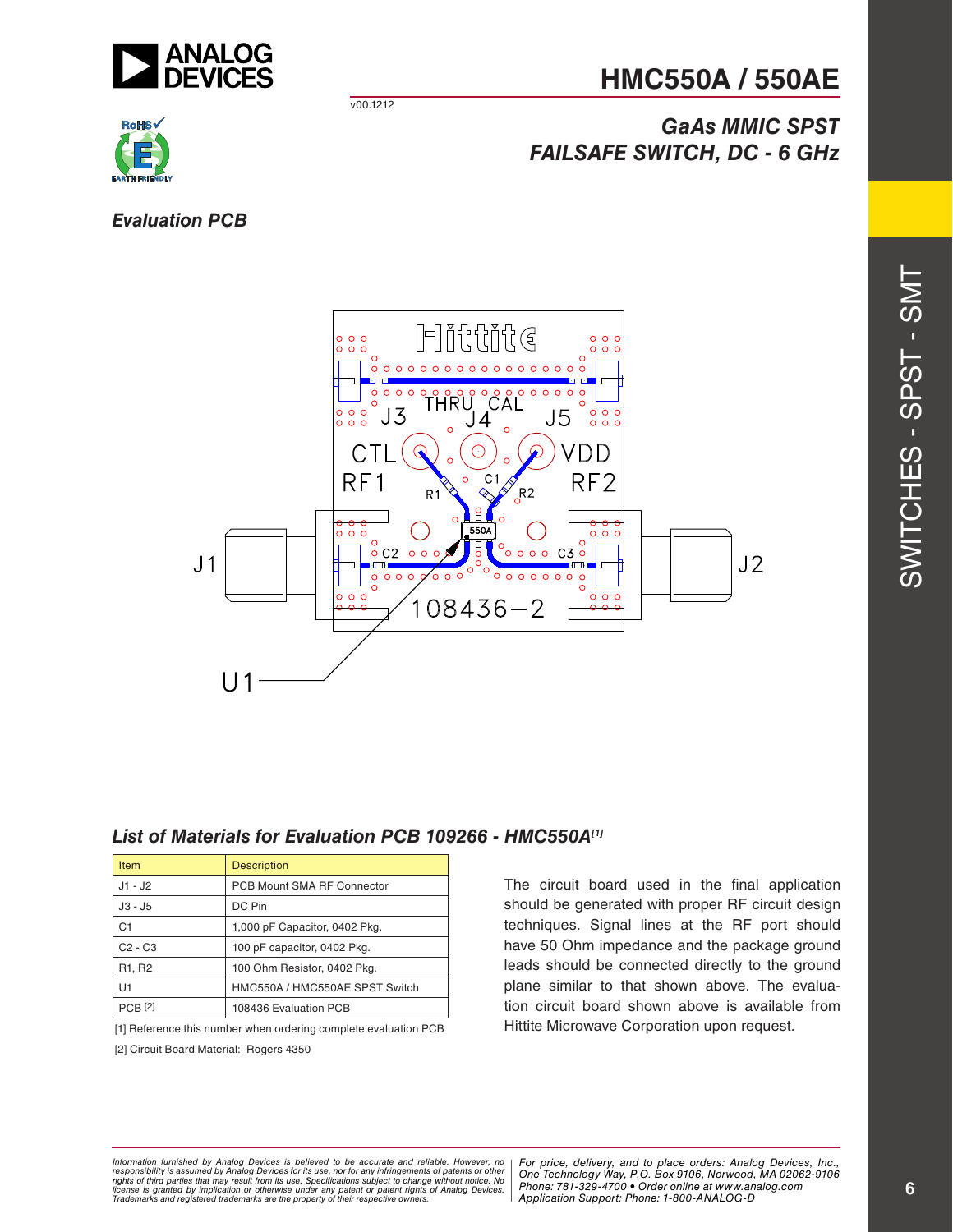## Evaluation PCB

Hittite
THRU CAL
J3
J4
J5
CTL
VDD
RF1
RF2
R1
C1
R2
550A
C2
C3
J1
J2
108436−2
U1

### List of Materials for Evaluation PCB 109266 - HMC550A[1]

| Item | Description |
|---|---|
| J1 - J2 | PCB Mount SMA RF Connector |
| J3 - J5 | DC Pin |
| C1 | 1,000 pF Capacitor, 0402 Pkg. |
| C2 - C3 | 100 pF capacitor, 0402 Pkg. |
| R1, R2 | 100 Ohm Resistor, 0402 Pkg. |
| U1 | HMC550A / HMC550AE SPST Switch |
| PCB [2] | 108436 Evaluation PCB |

[1] Reference this number when ordering complete evaluation PCB

[2] Circuit Board Material: Rogers 4350

The circuit board used in the final application should be generated with proper RF circuit design techniques. Signal lines at the RF port should have 50 Ohm impedance and the package ground leads should be connected directly to the ground plane similar to that shown above. The evaluation circuit board shown above is available from Hittite Microwave Corporation upon request.